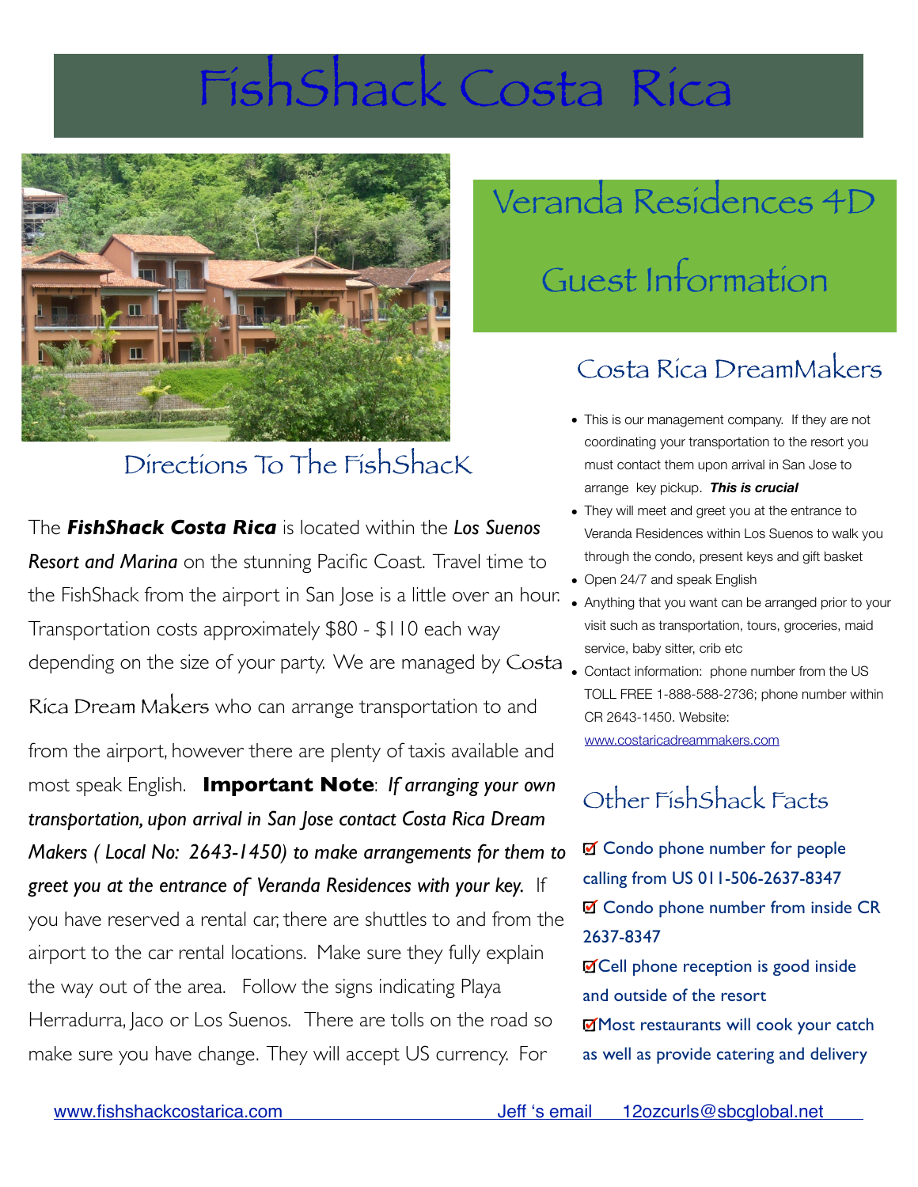# FishShack Costa Rica

## Veranda Residences 4D

## Guest Information

## Directions To The FishShacK

The ***FishShack Costa Rica*** is located within the *Los Suenos Resort and Marina* on the stunning Pacific Coast. Travel time to the FishShack from the airport in San Jose is a little over an hour. Transportation costs approximately $80 - $110 each way depending on the size of your party. We are managed by Costa Rica Dream Makers who can arrange transportation to and from the airport, however there are plenty of taxis available and most speak English. **Important Note**: *If arranging your own transportation, upon arrival in San Jose contact Costa Rica Dream Makers ( Local No: 2643-1450) to make arrangements for them to greet you at the entrance of Veranda Residences with your key.* If you have reserved a rental car, there are shuttles to and from the airport to the car rental locations. Make sure they fully explain the way out of the area. Follow the signs indicating Playa Herradurra, Jaco or Los Suenos. There are tolls on the road so make sure you have change. They will accept US currency. For

## Costa Rica DreamMakers

- This is our management company. If they are not coordinating your transportation to the resort you must contact them upon arrival in San Jose to arrange key pickup. ***This is crucial***
- They will meet and greet you at the entrance to Veranda Residences within Los Suenos to walk you through the condo, present keys and gift basket
- Open 24/7 and speak English
- Anything that you want can be arranged prior to your visit such as transportation, tours, groceries, maid service, baby sitter, crib etc
- Contact information: phone number from the US TOLL FREE 1-888-588-2736; phone number within CR 2643-1450. Website: www.costaricadreammakers.com

## Other FishShack Facts

- ☑ Condo phone number for people calling from US 011-506-2637-8347
- ☑ Condo phone number from inside CR 2637-8347
- ☑ Cell phone reception is good inside and outside of the resort
- ☑ Most restaurants will cook your catch as well as provide catering and delivery

www.fishshackcostarica.com Jeff 's email 12ozcurls@sbcglobal.net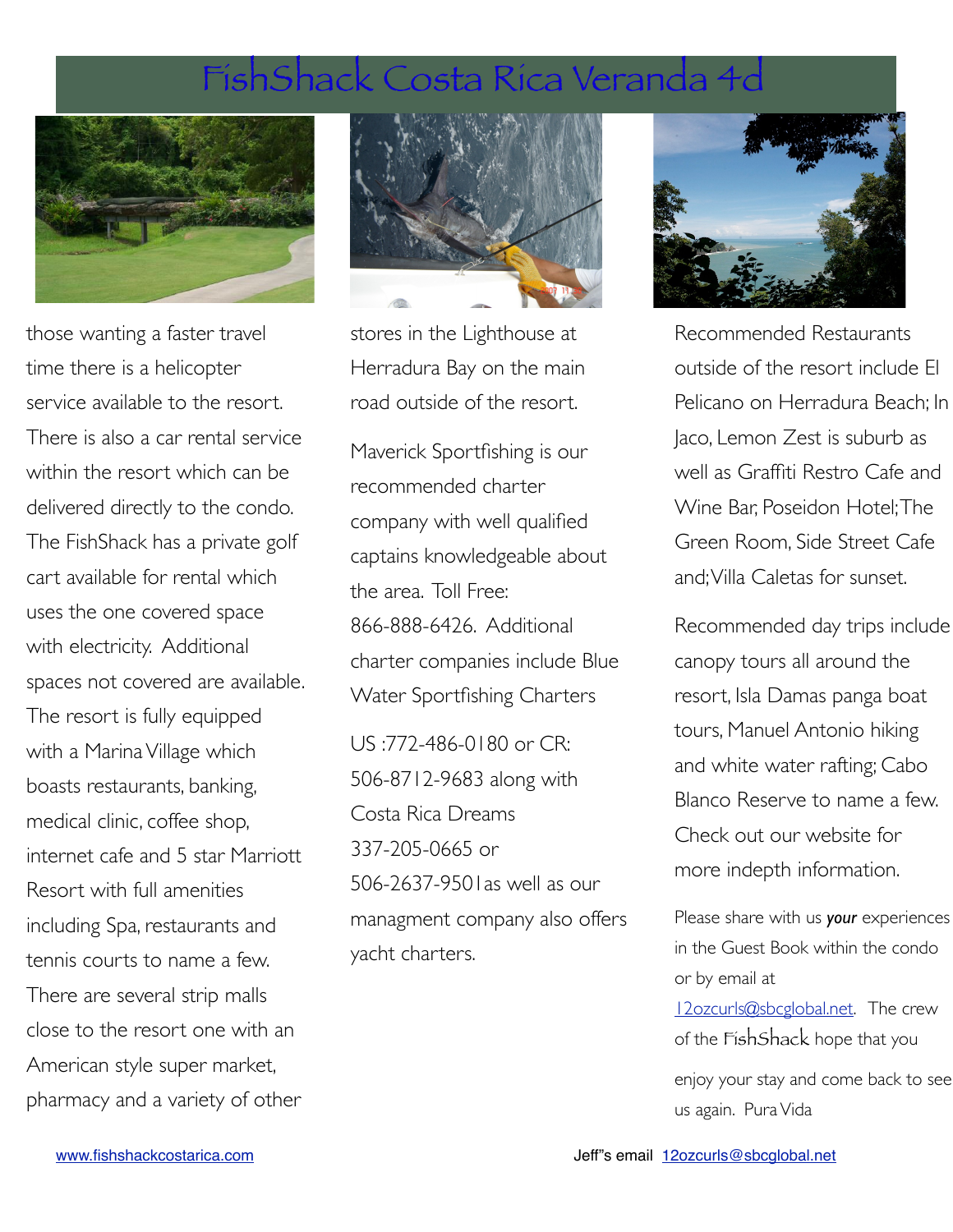# FishShack Costa Rica Veranda 4d

those wanting a faster travel time there is a helicopter service available to the resort. There is also a car rental service within the resort which can be delivered directly to the condo. The FishShack has a private golf cart available for rental which uses the one covered space with electricity. Additional spaces not covered are available. The resort is fully equipped with a Marina Village which boasts restaurants, banking, medical clinic, coffee shop, internet cafe and 5 star Marriott Resort with full amenities including Spa, restaurants and tennis courts to name a few. There are several strip malls close to the resort one with an American style super market, pharmacy and a variety of other stores in the Lighthouse at Herradura Bay on the main road outside of the resort.

Maverick Sportfishing is our recommended charter company with well qualified captains knowledgeable about the area. Toll Free: 866-888-6426. Additional charter companies include Blue Water Sportfishing Charters

US :772-486-0180 or CR: 506-8712-9683 along with Costa Rica Dreams 337-205-0665 or 506-2637-9501as well as our managment company also offers yacht charters.

Recommended Restaurants outside of the resort include El Pelicano on Herradura Beach; In Jaco, Lemon Zest is suburb as well as Graffiti Restro Cafe and Wine Bar, Poseidon Hotel;The Green Room, Side Street Cafe and;Villa Caletas for sunset.

Recommended day trips include canopy tours all around the resort, Isla Damas panga boat tours, Manuel Antonio hiking and white water rafting; Cabo Blanco Reserve to name a few. Check out our website for more indepth information.

Please share with us ***your*** experiences in the Guest Book within the condo or by email at 12ozcurls@sbcglobal.net. The crew of the FishShack hope that you enjoy your stay and come back to see us again. Pura Vida

www.fishshackcostarica.com

Jeff"s email 12ozcurls@sbcglobal.net